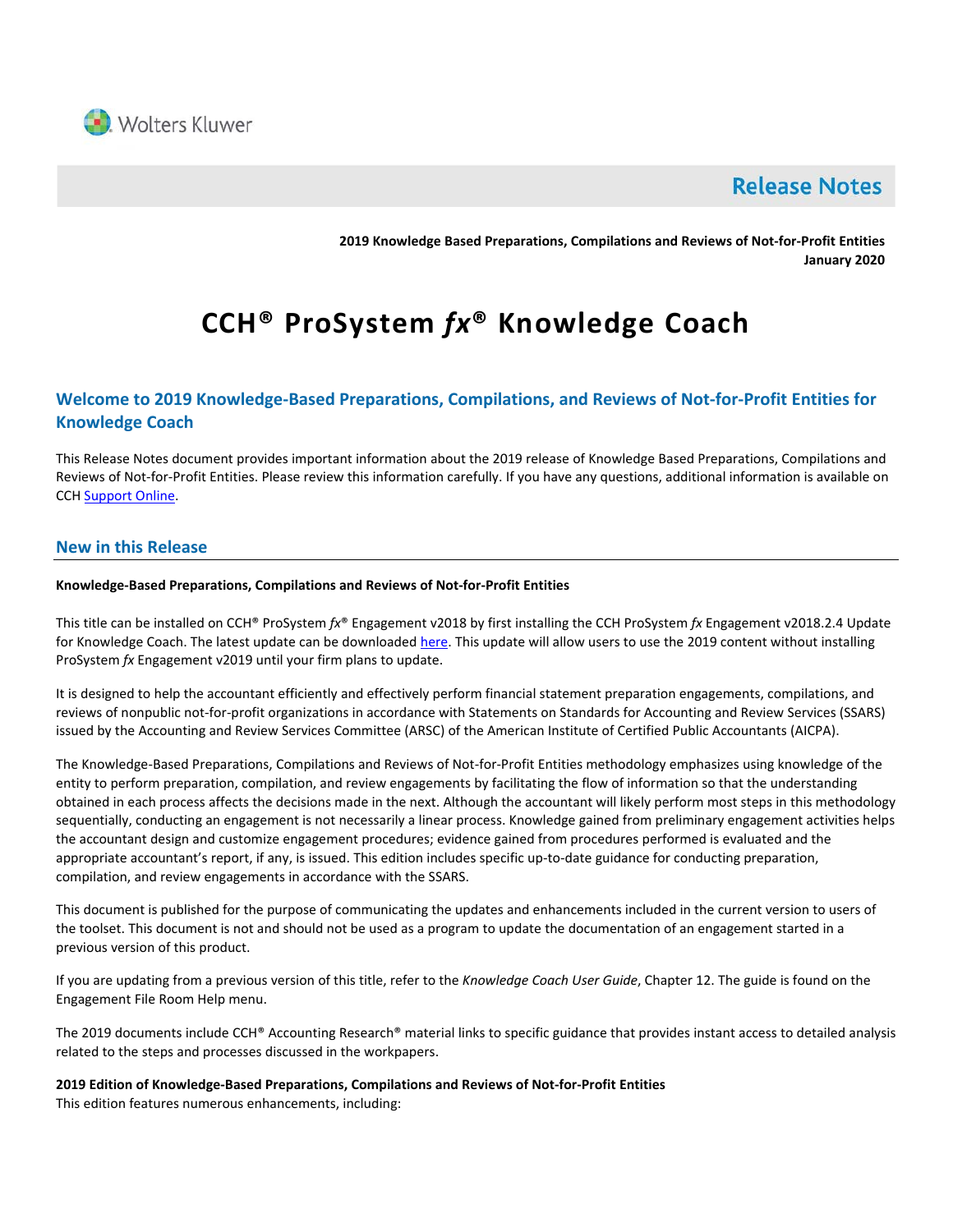Wolters Kluwer

# Release Notes

**2019 Knowledge Based Preparations, Compilations and Reviews of Not-for-Profit Entities**
**January 2020**

# CCH® ProSystem *fx*® Knowledge Coach

## Welcome to 2019 Knowledge-Based Preparations, Compilations, and Reviews of Not-for-Profit Entities for Knowledge Coach

This Release Notes document provides important information about the 2019 release of Knowledge Based Preparations, Compilations and Reviews of Not-for-Profit Entities. Please review this information carefully. If you have any questions, additional information is available on CCH Support Online.

## New in this Release

**Knowledge-Based Preparations, Compilations and Reviews of Not-for-Profit Entities**

This title can be installed on CCH® ProSystem *fx*® Engagement v2018 by first installing the CCH ProSystem *fx* Engagement v2018.2.4 Update for Knowledge Coach. The latest update can be downloaded here. This update will allow users to use the 2019 content without installing ProSystem *fx* Engagement v2019 until your firm plans to update.

It is designed to help the accountant efficiently and effectively perform financial statement preparation engagements, compilations, and reviews of nonpublic not-for-profit organizations in accordance with Statements on Standards for Accounting and Review Services (SSARS) issued by the Accounting and Review Services Committee (ARSC) of the American Institute of Certified Public Accountants (AICPA).

The Knowledge-Based Preparations, Compilations and Reviews of Not-for-Profit Entities methodology emphasizes using knowledge of the entity to perform preparation, compilation, and review engagements by facilitating the flow of information so that the understanding obtained in each process affects the decisions made in the next. Although the accountant will likely perform most steps in this methodology sequentially, conducting an engagement is not necessarily a linear process. Knowledge gained from preliminary engagement activities helps the accountant design and customize engagement procedures; evidence gained from procedures performed is evaluated and the appropriate accountant's report, if any, is issued. This edition includes specific up-to-date guidance for conducting preparation, compilation, and review engagements in accordance with the SSARS.

This document is published for the purpose of communicating the updates and enhancements included in the current version to users of the toolset. This document is not and should not be used as a program to update the documentation of an engagement started in a previous version of this product.

If you are updating from a previous version of this title, refer to the *Knowledge Coach User Guide*, Chapter 12. The guide is found on the Engagement File Room Help menu.

The 2019 documents include CCH® Accounting Research® material links to specific guidance that provides instant access to detailed analysis related to the steps and processes discussed in the workpapers.

**2019 Edition of Knowledge-Based Preparations, Compilations and Reviews of Not-for-Profit Entities**
This edition features numerous enhancements, including: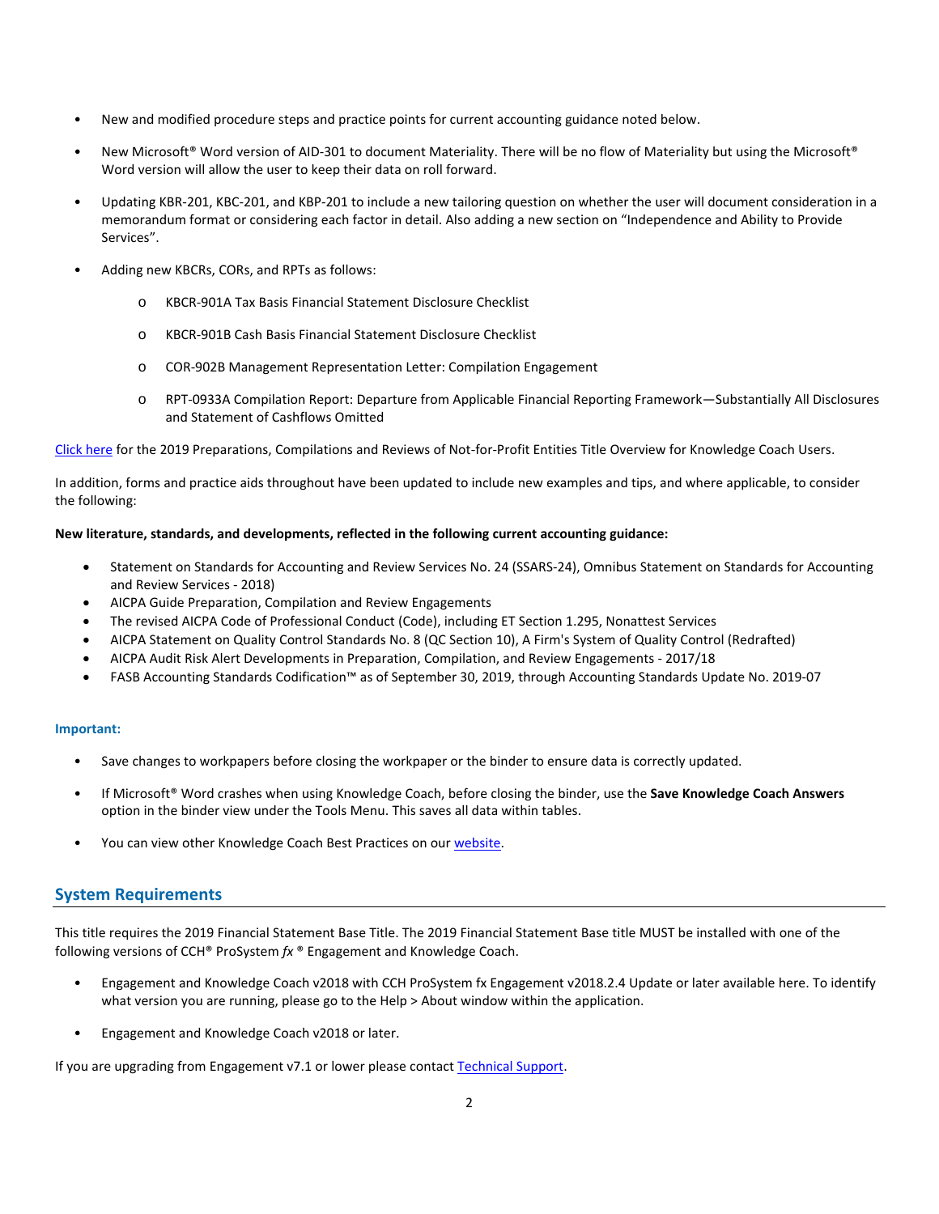- New and modified procedure steps and practice points for current accounting guidance noted below.
- New Microsoft® Word version of AID-301 to document Materiality. There will be no flow of Materiality but using the Microsoft® Word version will allow the user to keep their data on roll forward.
- Updating KBR-201, KBC-201, and KBP-201 to include a new tailoring question on whether the user will document consideration in a memorandum format or considering each factor in detail. Also adding a new section on "Independence and Ability to Provide Services".
- Adding new KBCRs, CORs, and RPTs as follows:
  - KBCR-901A Tax Basis Financial Statement Disclosure Checklist
  - KBCR-901B Cash Basis Financial Statement Disclosure Checklist
  - COR-902B Management Representation Letter: Compilation Engagement
  - RPT-0933A Compilation Report: Departure from Applicable Financial Reporting Framework—Substantially All Disclosures and Statement of Cashflows Omitted

Click here for the 2019 Preparations, Compilations and Reviews of Not-for-Profit Entities Title Overview for Knowledge Coach Users.

In addition, forms and practice aids throughout have been updated to include new examples and tips, and where applicable, to consider the following:

**New literature, standards, and developments, reflected in the following current accounting guidance:**

- Statement on Standards for Accounting and Review Services No. 24 (SSARS-24), Omnibus Statement on Standards for Accounting and Review Services - 2018)
- AICPA Guide Preparation, Compilation and Review Engagements
- The revised AICPA Code of Professional Conduct (Code), including ET Section 1.295, Nonattest Services
- AICPA Statement on Quality Control Standards No. 8 (QC Section 10), A Firm's System of Quality Control (Redrafted)
- AICPA Audit Risk Alert Developments in Preparation, Compilation, and Review Engagements - 2017/18
- FASB Accounting Standards Codification™ as of September 30, 2019, through Accounting Standards Update No. 2019-07

**Important:**

- Save changes to workpapers before closing the workpaper or the binder to ensure data is correctly updated.
- If Microsoft® Word crashes when using Knowledge Coach, before closing the binder, use the **Save Knowledge Coach Answers** option in the binder view under the Tools Menu. This saves all data within tables.
- You can view other Knowledge Coach Best Practices on our website.

## System Requirements

This title requires the 2019 Financial Statement Base Title. The 2019 Financial Statement Base title MUST be installed with one of the following versions of CCH® ProSystem *fx* ® Engagement and Knowledge Coach.

- Engagement and Knowledge Coach v2018 with CCH ProSystem fx Engagement v2018.2.4 Update or later available here. To identify what version you are running, please go to the Help > About window within the application.
- Engagement and Knowledge Coach v2018 or later.

If you are upgrading from Engagement v7.1 or lower please contact Technical Support.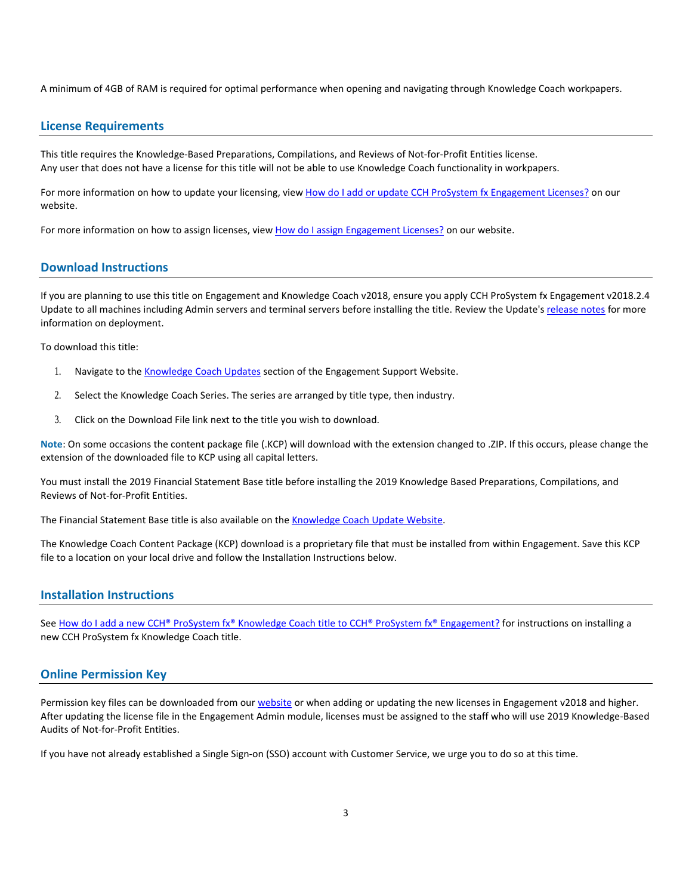A minimum of 4GB of RAM is required for optimal performance when opening and navigating through Knowledge Coach workpapers.

## License Requirements

This title requires the Knowledge-Based Preparations, Compilations, and Reviews of Not-for-Profit Entities license. Any user that does not have a license for this title will not be able to use Knowledge Coach functionality in workpapers.

For more information on how to update your licensing, view How do I add or update CCH ProSystem fx Engagement Licenses? on our website.

For more information on how to assign licenses, view How do I assign Engagement Licenses? on our website.

## Download Instructions

If you are planning to use this title on Engagement and Knowledge Coach v2018, ensure you apply CCH ProSystem fx Engagement v2018.2.4 Update to all machines including Admin servers and terminal servers before installing the title. Review the Update's release notes for more information on deployment.

To download this title:

1. Navigate to the Knowledge Coach Updates section of the Engagement Support Website.
2. Select the Knowledge Coach Series. The series are arranged by title type, then industry.
3. Click on the Download File link next to the title you wish to download.

**Note**: On some occasions the content package file (.KCP) will download with the extension changed to .ZIP. If this occurs, please change the extension of the downloaded file to KCP using all capital letters.

You must install the 2019 Financial Statement Base title before installing the 2019 Knowledge Based Preparations, Compilations, and Reviews of Not-for-Profit Entities.

The Financial Statement Base title is also available on the Knowledge Coach Update Website.

The Knowledge Coach Content Package (KCP) download is a proprietary file that must be installed from within Engagement. Save this KCP file to a location on your local drive and follow the Installation Instructions below.

## Installation Instructions

See How do I add a new CCH® ProSystem fx® Knowledge Coach title to CCH® ProSystem fx® Engagement? for instructions on installing a new CCH ProSystem fx Knowledge Coach title.

## Online Permission Key

Permission key files can be downloaded from our website or when adding or updating the new licenses in Engagement v2018 and higher. After updating the license file in the Engagement Admin module, licenses must be assigned to the staff who will use 2019 Knowledge-Based Audits of Not-for-Profit Entities.

If you have not already established a Single Sign-on (SSO) account with Customer Service, we urge you to do so at this time.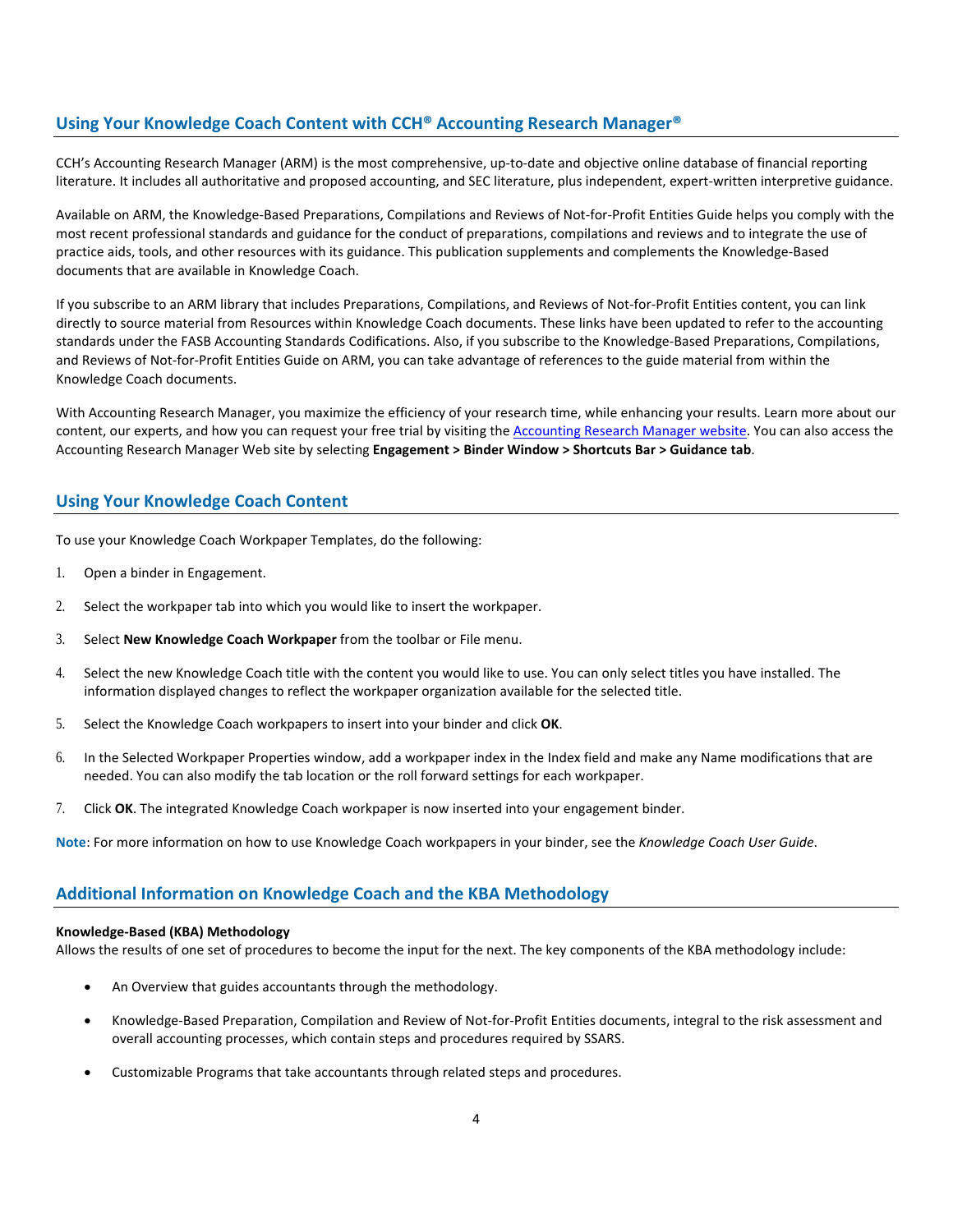## Using Your Knowledge Coach Content with CCH® Accounting Research Manager®

CCH's Accounting Research Manager (ARM) is the most comprehensive, up-to-date and objective online database of financial reporting literature. It includes all authoritative and proposed accounting, and SEC literature, plus independent, expert-written interpretive guidance.

Available on ARM, the Knowledge-Based Preparations, Compilations and Reviews of Not-for-Profit Entities Guide helps you comply with the most recent professional standards and guidance for the conduct of preparations, compilations and reviews and to integrate the use of practice aids, tools, and other resources with its guidance. This publication supplements and complements the Knowledge-Based documents that are available in Knowledge Coach.

If you subscribe to an ARM library that includes Preparations, Compilations, and Reviews of Not-for-Profit Entities content, you can link directly to source material from Resources within Knowledge Coach documents. These links have been updated to refer to the accounting standards under the FASB Accounting Standards Codifications. Also, if you subscribe to the Knowledge-Based Preparations, Compilations, and Reviews of Not-for-Profit Entities Guide on ARM, you can take advantage of references to the guide material from within the Knowledge Coach documents.

With Accounting Research Manager, you maximize the efficiency of your research time, while enhancing your results. Learn more about our content, our experts, and how you can request your free trial by visiting the Accounting Research Manager website. You can also access the Accounting Research Manager Web site by selecting **Engagement > Binder Window > Shortcuts Bar > Guidance tab**.

## Using Your Knowledge Coach Content

To use your Knowledge Coach Workpaper Templates, do the following:

1. Open a binder in Engagement.
2. Select the workpaper tab into which you would like to insert the workpaper.
3. Select **New Knowledge Coach Workpaper** from the toolbar or File menu.
4. Select the new Knowledge Coach title with the content you would like to use. You can only select titles you have installed. The information displayed changes to reflect the workpaper organization available for the selected title.
5. Select the Knowledge Coach workpapers to insert into your binder and click **OK**.
6. In the Selected Workpaper Properties window, add a workpaper index in the Index field and make any Name modifications that are needed. You can also modify the tab location or the roll forward settings for each workpaper.
7. Click **OK**. The integrated Knowledge Coach workpaper is now inserted into your engagement binder.

**Note**: For more information on how to use Knowledge Coach workpapers in your binder, see the *Knowledge Coach User Guide*.

## Additional Information on Knowledge Coach and the KBA Methodology

**Knowledge-Based (KBA) Methodology**
Allows the results of one set of procedures to become the input for the next. The key components of the KBA methodology include:

- An Overview that guides accountants through the methodology.
- Knowledge-Based Preparation, Compilation and Review of Not-for-Profit Entities documents, integral to the risk assessment and overall accounting processes, which contain steps and procedures required by SSARS.
- Customizable Programs that take accountants through related steps and procedures.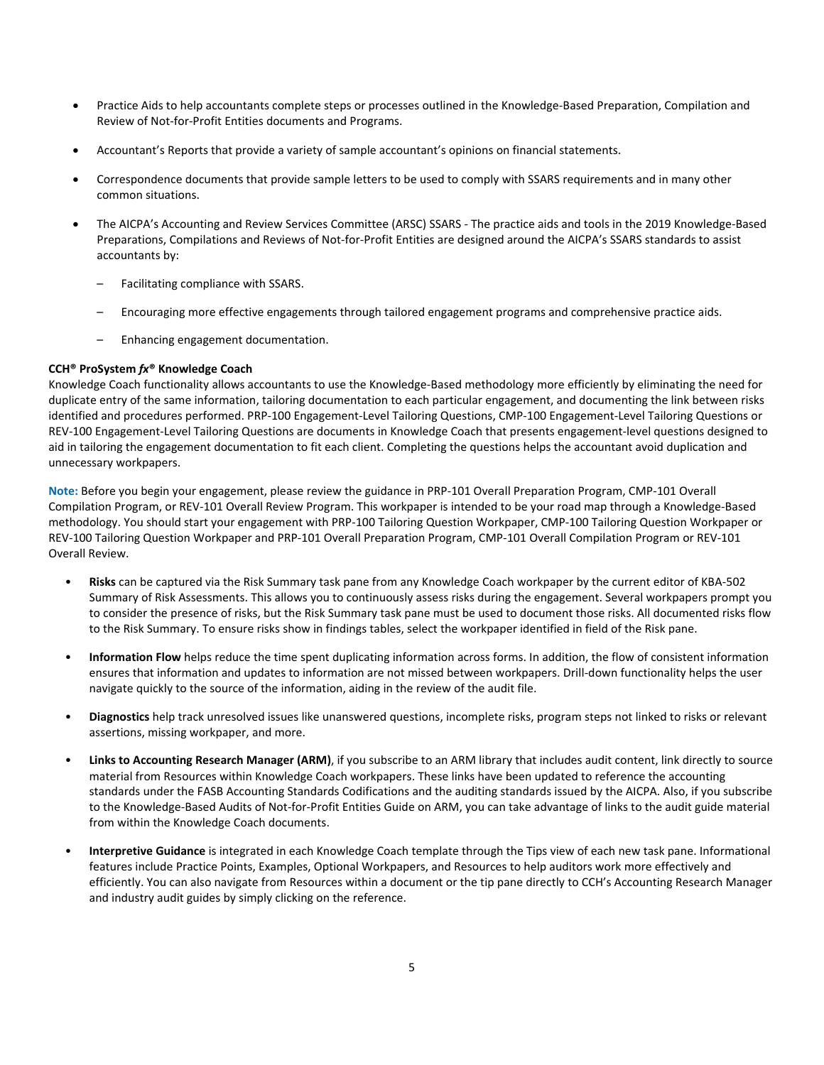- Practice Aids to help accountants complete steps or processes outlined in the Knowledge-Based Preparation, Compilation and Review of Not-for-Profit Entities documents and Programs.

- Accountant's Reports that provide a variety of sample accountant's opinions on financial statements.

- Correspondence documents that provide sample letters to be used to comply with SSARS requirements and in many other common situations.

- The AICPA's Accounting and Review Services Committee (ARSC) SSARS - The practice aids and tools in the 2019 Knowledge-Based Preparations, Compilations and Reviews of Not-for-Profit Entities are designed around the AICPA's SSARS standards to assist accountants by:

  – Facilitating compliance with SSARS.

  – Encouraging more effective engagements through tailored engagement programs and comprehensive practice aids.

  – Enhancing engagement documentation.

**CCH® ProSystem *fx*® Knowledge Coach**

Knowledge Coach functionality allows accountants to use the Knowledge-Based methodology more efficiently by eliminating the need for duplicate entry of the same information, tailoring documentation to each particular engagement, and documenting the link between risks identified and procedures performed. PRP-100 Engagement-Level Tailoring Questions, CMP-100 Engagement-Level Tailoring Questions or REV-100 Engagement-Level Tailoring Questions are documents in Knowledge Coach that presents engagement-level questions designed to aid in tailoring the engagement documentation to fit each client. Completing the questions helps the accountant avoid duplication and unnecessary workpapers.

**Note:** Before you begin your engagement, please review the guidance in PRP-101 Overall Preparation Program, CMP-101 Overall Compilation Program, or REV-101 Overall Review Program. This workpaper is intended to be your road map through a Knowledge-Based methodology. You should start your engagement with PRP-100 Tailoring Question Workpaper, CMP-100 Tailoring Question Workpaper or REV-100 Tailoring Question Workpaper and PRP-101 Overall Preparation Program, CMP-101 Overall Compilation Program or REV-101 Overall Review.

- **Risks** can be captured via the Risk Summary task pane from any Knowledge Coach workpaper by the current editor of KBA-502 Summary of Risk Assessments. This allows you to continuously assess risks during the engagement. Several workpapers prompt you to consider the presence of risks, but the Risk Summary task pane must be used to document those risks. All documented risks flow to the Risk Summary. To ensure risks show in findings tables, select the workpaper identified in field of the Risk pane.

- **Information Flow** helps reduce the time spent duplicating information across forms. In addition, the flow of consistent information ensures that information and updates to information are not missed between workpapers. Drill-down functionality helps the user navigate quickly to the source of the information, aiding in the review of the audit file.

- **Diagnostics** help track unresolved issues like unanswered questions, incomplete risks, program steps not linked to risks or relevant assertions, missing workpaper, and more.

- **Links to Accounting Research Manager (ARM)**, if you subscribe to an ARM library that includes audit content, link directly to source material from Resources within Knowledge Coach workpapers. These links have been updated to reference the accounting standards under the FASB Accounting Standards Codifications and the auditing standards issued by the AICPA. Also, if you subscribe to the Knowledge-Based Audits of Not-for-Profit Entities Guide on ARM, you can take advantage of links to the audit guide material from within the Knowledge Coach documents.

- **Interpretive Guidance** is integrated in each Knowledge Coach template through the Tips view of each new task pane. Informational features include Practice Points, Examples, Optional Workpapers, and Resources to help auditors work more effectively and efficiently. You can also navigate from Resources within a document or the tip pane directly to CCH's Accounting Research Manager and industry audit guides by simply clicking on the reference.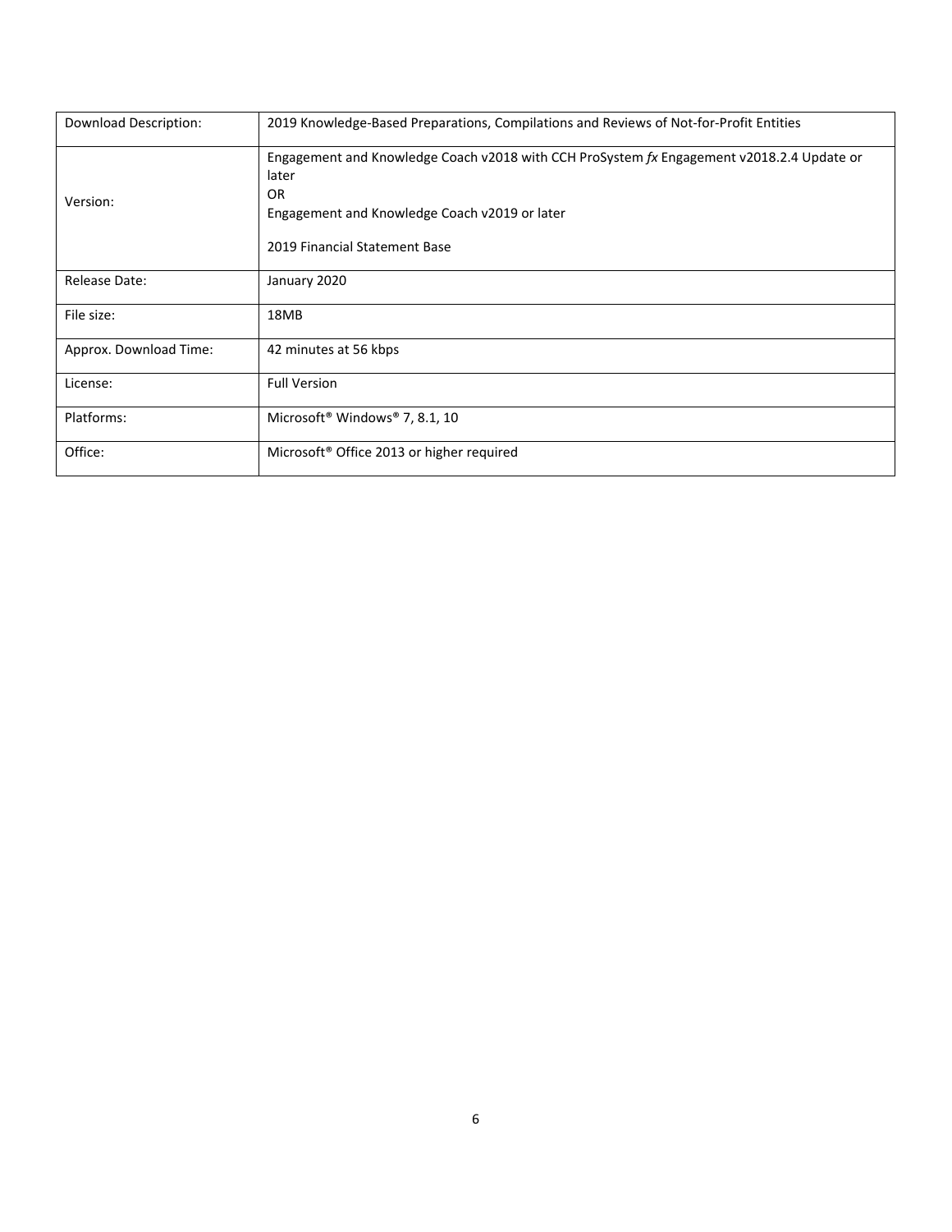| | |
|---|---|
| Download Description: | 2019 Knowledge-Based Preparations, Compilations and Reviews of Not-for-Profit Entities |
| Version: | Engagement and Knowledge Coach v2018 with CCH ProSystem *fx* Engagement v2018.2.4 Update or later<br>OR<br>Engagement and Knowledge Coach v2019 or later<br><br>2019 Financial Statement Base |
| Release Date: | January 2020 |
| File size: | 18MB |
| Approx. Download Time: | 42 minutes at 56 kbps |
| License: | Full Version |
| Platforms: | Microsoft® Windows® 7, 8.1, 10 |
| Office: | Microsoft® Office 2013 or higher required |